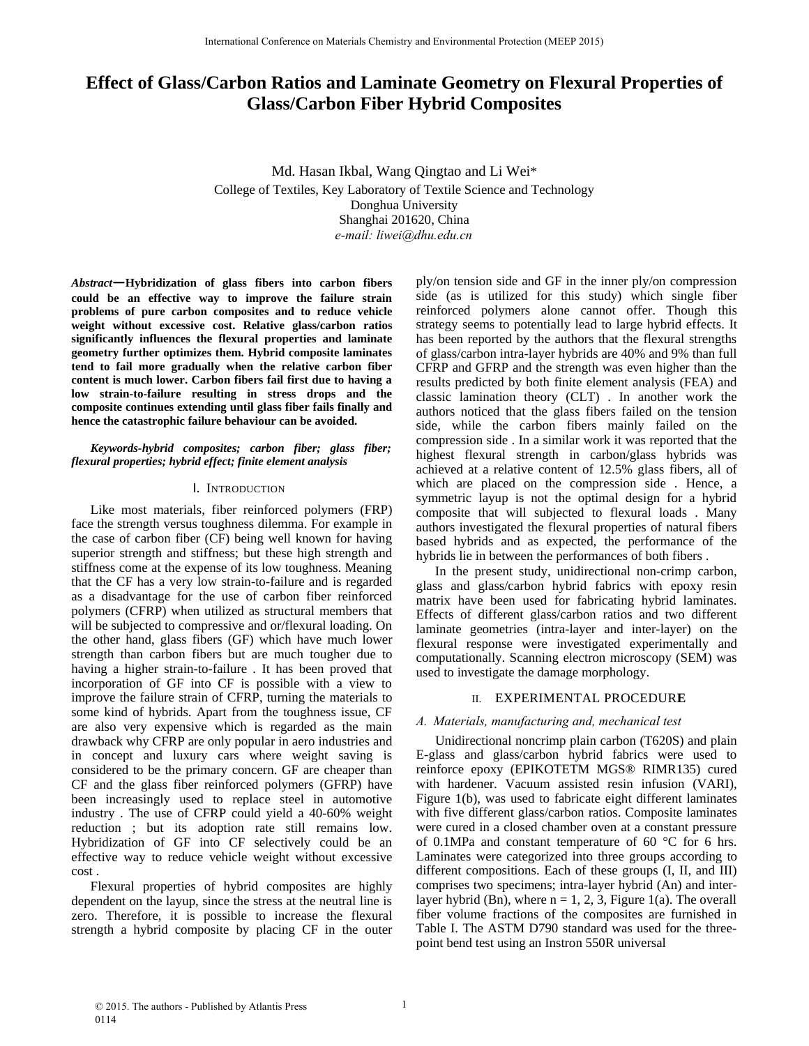# Effect of Glass/Carbon Ratios and Laminate Geometry on Flexural Properties of Glass/Carbon Fiber Hybrid Composites

Md. Hasan Ikbal, Wang Qingtao and Li Wei*

College of Textiles, Key Laboratory of Textile Science and Technology
Donghua University
Shanghai 201620, China
*e-mail: liwei@dhu.edu.cn*

***Abstract*—Hybridization of glass fibers into carbon fibers could be an effective way to improve the failure strain problems of pure carbon composites and to reduce vehicle weight without excessive cost. Relative glass/carbon ratios significantly influences the flexural properties and laminate geometry further optimizes them. Hybrid composite laminates tend to fail more gradually when the relative carbon fiber content is much lower. Carbon fibers fail first due to having a low strain-to-failure resulting in stress drops and the composite continues extending until glass fiber fails finally and hence the catastrophic failure behaviour can be avoided.**

***Keywords-hybrid composites; carbon fiber; glass fiber; flexural properties; hybrid effect; finite element analysis***

## I. Introduction

Like most materials, fiber reinforced polymers (FRP) face the strength versus toughness dilemma. For example in the case of carbon fiber (CF) being well known for having superior strength and stiffness; but these high strength and stiffness come at the expense of its low toughness. Meaning that the CF has a very low strain-to-failure and is regarded as a disadvantage for the use of carbon fiber reinforced polymers (CFRP) when utilized as structural members that will be subjected to compressive and or/flexural loading. On the other hand, glass fibers (GF) which have much lower strength than carbon fibers but are much tougher due to having a higher strain-to-failure . It has been proved that incorporation of GF into CF is possible with a view to improve the failure strain of CFRP, turning the materials to some kind of hybrids. Apart from the toughness issue, CF are also very expensive which is regarded as the main drawback why CFRP are only popular in aero industries and in concept and luxury cars where weight saving is considered to be the primary concern. GF are cheaper than CF and the glass fiber reinforced polymers (GFRP) have been increasingly used to replace steel in automotive industry . The use of CFRP could yield a 40-60% weight reduction ; but its adoption rate still remains low. Hybridization of GF into CF selectively could be an effective way to reduce vehicle weight without excessive cost .

Flexural properties of hybrid composites are highly dependent on the layup, since the stress at the neutral line is zero. Therefore, it is possible to increase the flexural strength a hybrid composite by placing CF in the outer ply/on tension side and GF in the inner ply/on compression side (as is utilized for this study) which single fiber reinforced polymers alone cannot offer. Though this strategy seems to potentially lead to large hybrid effects. It has been reported by the authors that the flexural strengths of glass/carbon intra-layer hybrids are 40% and 9% than full CFRP and GFRP and the strength was even higher than the results predicted by both finite element analysis (FEA) and classic lamination theory (CLT) . In another work the authors noticed that the glass fibers failed on the tension side, while the carbon fibers mainly failed on the compression side . In a similar work it was reported that the highest flexural strength in carbon/glass hybrids was achieved at a relative content of 12.5% glass fibers, all of which are placed on the compression side . Hence, a symmetric layup is not the optimal design for a hybrid composite that will subjected to flexural loads . Many authors investigated the flexural properties of natural fibers based hybrids and as expected, the performance of the hybrids lie in between the performances of both fibers .

In the present study, unidirectional non-crimp carbon, glass and glass/carbon hybrid fabrics with epoxy resin matrix have been used for fabricating hybrid laminates. Effects of different glass/carbon ratios and two different laminate geometries (intra-layer and inter-layer) on the flexural response were investigated experimentally and computationally. Scanning electron microscopy (SEM) was used to investigate the damage morphology.

## II. Experimental Procedure

### A. Materials, manufacturing and, mechanical test

Unidirectional noncrimp plain carbon (T620S) and plain E-glass and glass/carbon hybrid fabrics were used to reinforce epoxy (EPIKOTETM MGS® RIMR135) cured with hardener. Vacuum assisted resin infusion (VARI), Figure 1(b), was used to fabricate eight different laminates with five different glass/carbon ratios. Composite laminates were cured in a closed chamber oven at a constant pressure of 0.1MPa and constant temperature of 60 °C for 6 hrs. Laminates were categorized into three groups according to different compositions. Each of these groups (I, II, and III) comprises two specimens; intra-layer hybrid (An) and inter-layer hybrid (Bn), where n = 1, 2, 3, Figure 1(a). The overall fiber volume fractions of the composites are furnished in Table I. The ASTM D790 standard was used for the three-point bend test using an Instron 550R universal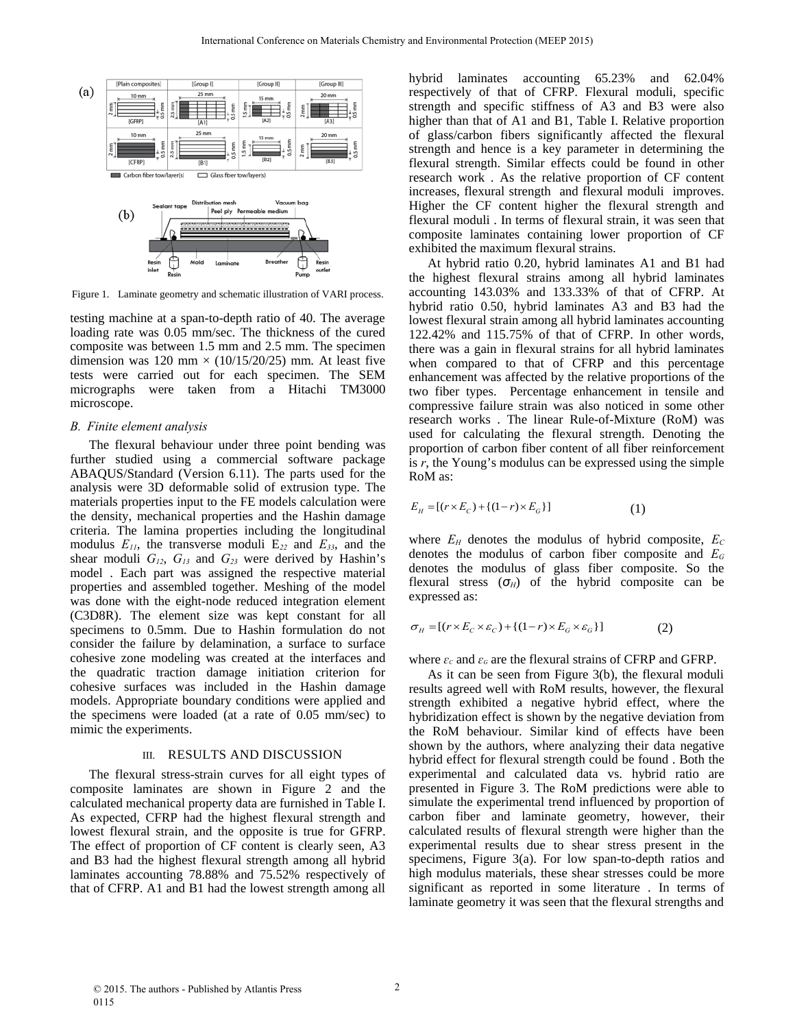Figure 1. Laminate geometry and schematic illustration of VARI process.

testing machine at a span-to-depth ratio of 40. The average loading rate was 0.05 mm/sec. The thickness of the cured composite was between 1.5 mm and 2.5 mm. The specimen dimension was 120 mm × (10/15/20/25) mm. At least five tests were carried out for each specimen. The SEM micrographs were taken from a Hitachi TM3000 microscope.

### *B. Finite element analysis*

The flexural behaviour under three point bending was further studied using a commercial software package ABAQUS/Standard (Version 6.11). The parts used for the analysis were 3D deformable solid of extrusion type. The materials properties input to the FE models calculation were the density, mechanical properties and the Hashin damage criteria. The lamina properties including the longitudinal modulus $E_{11}$, the transverse moduli $E_{22}$ and $E_{33}$, and the shear moduli $G_{12}$, $G_{13}$ and $G_{23}$ were derived by Hashin's model . Each part was assigned the respective material properties and assembled together. Meshing of the model was done with the eight-node reduced integration element (C3D8R). The element size was kept constant for all specimens to 0.5mm. Due to Hashin formulation do not consider the failure by delamination, a surface to surface cohesive zone modeling was created at the interfaces and the quadratic traction damage initiation criterion for cohesive surfaces was included in the Hashin damage models. Appropriate boundary conditions were applied and the specimens were loaded (at a rate of 0.05 mm/sec) to mimic the experiments.

## III. RESULTS AND DISCUSSION

The flexural stress-strain curves for all eight types of composite laminates are shown in Figure 2 and the calculated mechanical property data are furnished in Table I. As expected, CFRP had the highest flexural strength and lowest flexural strain, and the opposite is true for GFRP. The effect of proportion of CF content is clearly seen, A3 and B3 had the highest flexural strength among all hybrid laminates accounting 78.88% and 75.52% respectively of that of CFRP. A1 and B1 had the lowest strength among all hybrid laminates accounting 65.23% and 62.04% respectively of that of CFRP. Flexural moduli, specific strength and specific stiffness of A3 and B3 were also higher than that of A1 and B1, Table I. Relative proportion of glass/carbon fibers significantly affected the flexural strength and hence is a key parameter in determining the flexural strength. Similar effects could be found in other research work . As the relative proportion of CF content increases, flexural strength and flexural moduli improves. Higher the CF content higher the flexural strength and flexural moduli . In terms of flexural strain, it was seen that composite laminates containing lower proportion of CF exhibited the maximum flexural strains.

At hybrid ratio 0.20, hybrid laminates A1 and B1 had the highest flexural strains among all hybrid laminates accounting 143.03% and 133.33% of that of CFRP. At hybrid ratio 0.50, hybrid laminates A3 and B3 had the lowest flexural strain among all hybrid laminates accounting 122.42% and 115.75% of that of CFRP. In other words, there was a gain in flexural strains for all hybrid laminates when compared to that of CFRP and this percentage enhancement was affected by the relative proportions of the two fiber types. Percentage enhancement in tensile and compressive failure strain was also noticed in some other research works . The linear Rule-of-Mixture (RoM) was used for calculating the flexural strength. Denoting the proportion of carbon fiber content of all fiber reinforcement is $r$, the Young's modulus can be expressed using the simple RoM as:

$$E_H = [(r \times E_C) + \{(1-r) \times E_G\}] \tag{1}$$

where $E_H$ denotes the modulus of hybrid composite, $E_C$ denotes the modulus of carbon fiber composite and $E_G$ denotes the modulus of glass fiber composite. So the flexural stress ($\sigma_H$) of the hybrid composite can be expressed as:

$$\sigma_H = [(r \times E_C \times \varepsilon_C) + \{(1-r) \times E_G \times \varepsilon_G\}] \tag{2}$$

where $\varepsilon_C$ and $\varepsilon_G$ are the flexural strains of CFRP and GFRP.

As it can be seen from Figure 3(b), the flexural moduli results agreed well with RoM results, however, the flexural strength exhibited a negative hybrid effect, where the hybridization effect is shown by the negative deviation from the RoM behaviour. Similar kind of effects have been shown by the authors, where analyzing their data negative hybrid effect for flexural strength could be found . Both the experimental and calculated data vs. hybrid ratio are presented in Figure 3. The RoM predictions were able to simulate the experimental trend influenced by proportion of carbon fiber and laminate geometry, however, their calculated results of flexural strength were higher than the experimental results due to shear stress present in the specimens, Figure 3(a). For low span-to-depth ratios and high modulus materials, these shear stresses could be more significant as reported in some literature . In terms of laminate geometry it was seen that the flexural strengths and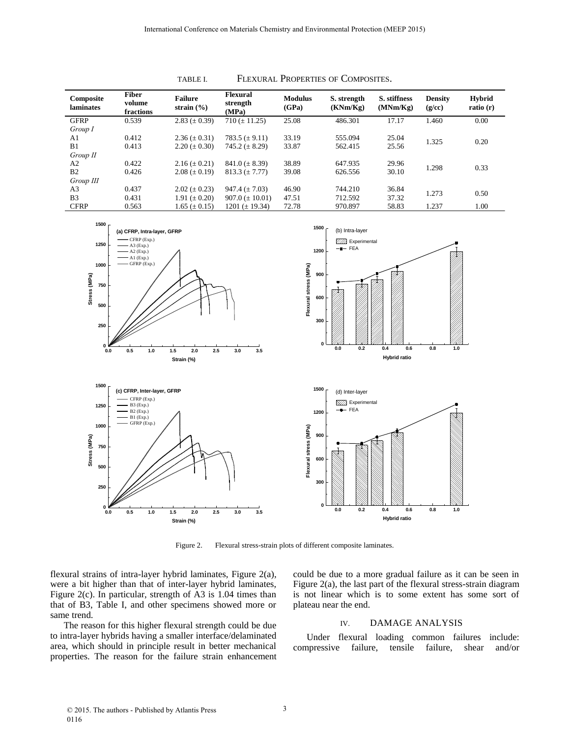TABLE I. FLEXURAL PROPERTIES OF COMPOSITES.

| Composite laminates | Fiber volume fractions | Failure strain (%) | Flexural strength (MPa) | Modulus (GPa) | S. strength (KNm/Kg) | S. stiffness (MNm/Kg) | Density (g/cc) | Hybrid ratio (r) |
|---|---|---|---|---|---|---|---|---|
| GFRP | 0.539 | 2.83 (± 0.39) | 710 (± 11.25) | 25.08 | 486.301 | 17.17 | 1.460 | 0.00 |
| *Group I* | | | | | | | | |
| A1 | 0.412 | 2.36 (± 0.31) | 783.5 (± 9.11) | 33.19 | 555.094 | 25.04 | 1.325 | 0.20 |
| B1 | 0.413 | 2.20 (± 0.30) | 745.2 (± 8.29) | 33.87 | 562.415 | 25.56 | | |
| *Group II* | | | | | | | | |
| A2 | 0.422 | 2.16 (± 0.21) | 841.0 (± 8.39) | 38.89 | 647.935 | 29.96 | 1.298 | 0.33 |
| B2 | 0.426 | 2.08 (± 0.19) | 813.3 (± 7.77) | 39.08 | 626.556 | 30.10 | | |
| *Group III* | | | | | | | | |
| A3 | 0.437 | 2.02 (± 0.23) | 947.4 (± 7.03) | 46.90 | 744.210 | 36.84 | 1.273 | 0.50 |
| B3 | 0.431 | 1.91 (± 0.20) | 907.0 (± 10.01) | 47.51 | 712.592 | 37.32 | | |
| CFRP | 0.563 | 1.65 (± 0.15) | 1201 (± 19.34) | 72.78 | 970.897 | 58.83 | 1.237 | 1.00 |

Figure 2. Flexural stress-strain plots of different composite laminates.

flexural strains of intra-layer hybrid laminates, Figure 2(a), were a bit higher than that of inter-layer hybrid laminates, Figure 2(c). In particular, strength of A3 is 1.04 times than that of B3, Table I, and other specimens showed more or same trend.

The reason for this higher flexural strength could be due to intra-layer hybrids having a smaller interface/delaminated area, which should in principle result in better mechanical properties. The reason for the failure strain enhancement could be due to a more gradual failure as it can be seen in Figure 2(a), the last part of the flexural stress-strain diagram is not linear which is to some extent has some sort of plateau near the end.

## IV. DAMAGE ANALYSIS

Under flexural loading common failures include: compressive failure, tensile failure, shear and/or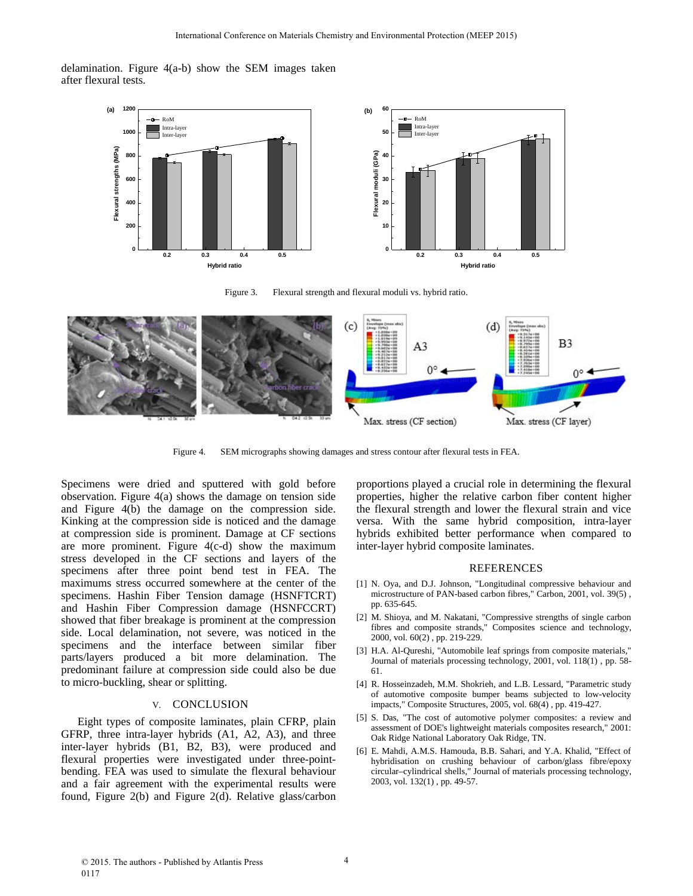delamination. Figure 4(a-b) show the SEM images taken after flexural tests.

Figure 3. Flexural strength and flexural moduli vs. hybrid ratio.

Figure 4. SEM micrographs showing damages and stress contour after flexural tests in FEA.

Specimens were dried and sputtered with gold before observation. Figure 4(a) shows the damage on tension side and Figure 4(b) the damage on the compression side. Kinking at the compression side is noticed and the damage at compression side is prominent. Damage at CF sections are more prominent. Figure 4(c-d) show the maximum stress developed in the CF sections and layers of the specimens after three point bend test in FEA. The maximums stress occurred somewhere at the center of the specimens. Hashin Fiber Tension damage (HSNFTCRT) and Hashin Fiber Compression damage (HSNFCCRT) showed that fiber breakage is prominent at the compression side. Local delamination, not severe, was noticed in the specimens and the interface between similar fiber parts/layers produced a bit more delamination. The predominant failure at compression side could also be due to micro-buckling, shear or splitting.

## V. CONCLUSION

Eight types of composite laminates, plain CFRP, plain GFRP, three intra-layer hybrids (A1, A2, A3), and three inter-layer hybrids (B1, B2, B3), were produced and flexural properties were investigated under three-point-bending. FEA was used to simulate the flexural behaviour and a fair agreement with the experimental results were found, Figure 2(b) and Figure 2(d). Relative glass/carbon proportions played a crucial role in determining the flexural properties, higher the relative carbon fiber content higher the flexural strength and lower the flexural strain and vice versa. With the same hybrid composition, intra-layer hybrids exhibited better performance when compared to inter-layer hybrid composite laminates.

## REFERENCES

[1] N. Oya, and D.J. Johnson, "Longitudinal compressive behaviour and microstructure of PAN-based carbon fibres," Carbon, 2001, vol. 39(5) , pp. 635-645.

[2] M. Shioya, and M. Nakatani, "Compressive strengths of single carbon fibres and composite strands," Composites science and technology, 2000, vol. 60(2) , pp. 219-229.

[3] H.A. Al-Qureshi, "Automobile leaf springs from composite materials," Journal of materials processing technology, 2001, vol. 118(1) , pp. 58-61.

[4] R. Hosseinzadeh, M.M. Shokrieh, and L.B. Lessard, "Parametric study of automotive composite bumper beams subjected to low-velocity impacts," Composite Structures, 2005, vol. 68(4) , pp. 419-427.

[5] S. Das, "The cost of automotive polymer composites: a review and assessment of DOE's lightweight materials composites research," 2001: Oak Ridge National Laboratory Oak Ridge, TN.

[6] E. Mahdi, A.M.S. Hamouda, B.B. Sahari, and Y.A. Khalid, "Effect of hybridisation on crushing behaviour of carbon/glass fibre/epoxy circular–cylindrical shells," Journal of materials processing technology, 2003, vol. 132(1) , pp. 49-57.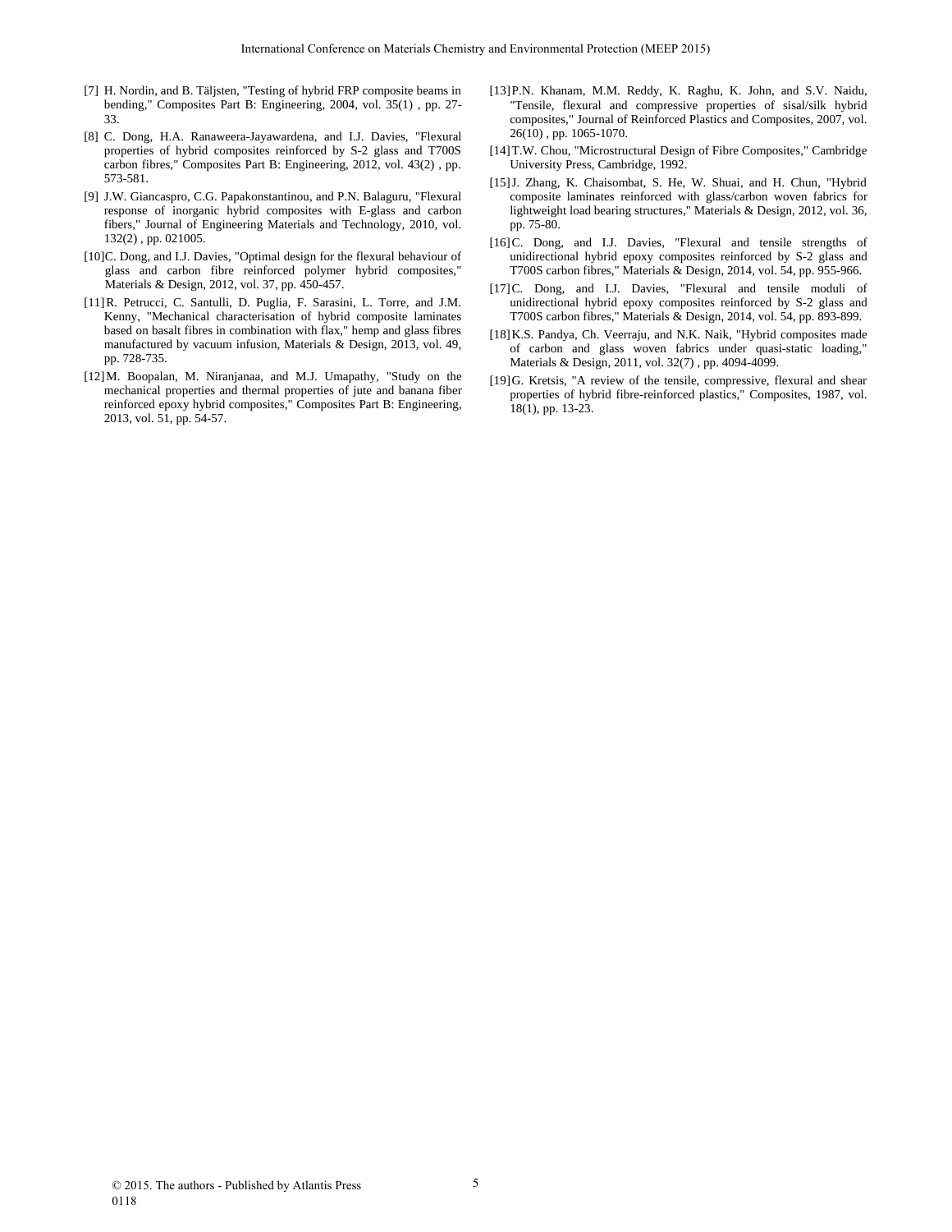[7] H. Nordin, and B. Täljsten, "Testing of hybrid FRP composite beams in bending," Composites Part B: Engineering, 2004, vol. 35(1) , pp. 27-33.

[8] C. Dong, H.A. Ranaweera-Jayawardena, and I.J. Davies, "Flexural properties of hybrid composites reinforced by S-2 glass and T700S carbon fibres," Composites Part B: Engineering, 2012, vol. 43(2) , pp. 573-581.

[9] J.W. Giancaspro, C.G. Papakonstantinou, and P.N. Balaguru, "Flexural response of inorganic hybrid composites with E-glass and carbon fibers," Journal of Engineering Materials and Technology, 2010, vol. 132(2) , pp. 021005.

[10] C. Dong, and I.J. Davies, "Optimal design for the flexural behaviour of glass and carbon fibre reinforced polymer hybrid composites," Materials & Design, 2012, vol. 37, pp. 450-457.

[11] R. Petrucci, C. Santulli, D. Puglia, F. Sarasini, L. Torre, and J.M. Kenny, "Mechanical characterisation of hybrid composite laminates based on basalt fibres in combination with flax," hemp and glass fibres manufactured by vacuum infusion, Materials & Design, 2013, vol. 49, pp. 728-735.

[12] M. Boopalan, M. Niranjanaa, and M.J. Umapathy, "Study on the mechanical properties and thermal properties of jute and banana fiber reinforced epoxy hybrid composites," Composites Part B: Engineering, 2013, vol. 51, pp. 54-57.

[13] P.N. Khanam, M.M. Reddy, K. Raghu, K. John, and S.V. Naidu, "Tensile, flexural and compressive properties of sisal/silk hybrid composites," Journal of Reinforced Plastics and Composites, 2007, vol. 26(10) , pp. 1065-1070.

[14] T.W. Chou, "Microstructural Design of Fibre Composites," Cambridge University Press, Cambridge, 1992.

[15] J. Zhang, K. Chaisombat, S. He, W. Shuai, and H. Chun, "Hybrid composite laminates reinforced with glass/carbon woven fabrics for lightweight load bearing structures," Materials & Design, 2012, vol. 36, pp. 75-80.

[16] C. Dong, and I.J. Davies, "Flexural and tensile strengths of unidirectional hybrid epoxy composites reinforced by S-2 glass and T700S carbon fibres," Materials & Design, 2014, vol. 54, pp. 955-966.

[17] C. Dong, and I.J. Davies, "Flexural and tensile moduli of unidirectional hybrid epoxy composites reinforced by S-2 glass and T700S carbon fibres," Materials & Design, 2014, vol. 54, pp. 893-899.

[18] K.S. Pandya, Ch. Veerraju, and N.K. Naik, "Hybrid composites made of carbon and glass woven fabrics under quasi-static loading," Materials & Design, 2011, vol. 32(7) , pp. 4094-4099.

[19] G. Kretsis, "A review of the tensile, compressive, flexural and shear properties of hybrid fibre-reinforced plastics," Composites, 1987, vol. 18(1), pp. 13-23.